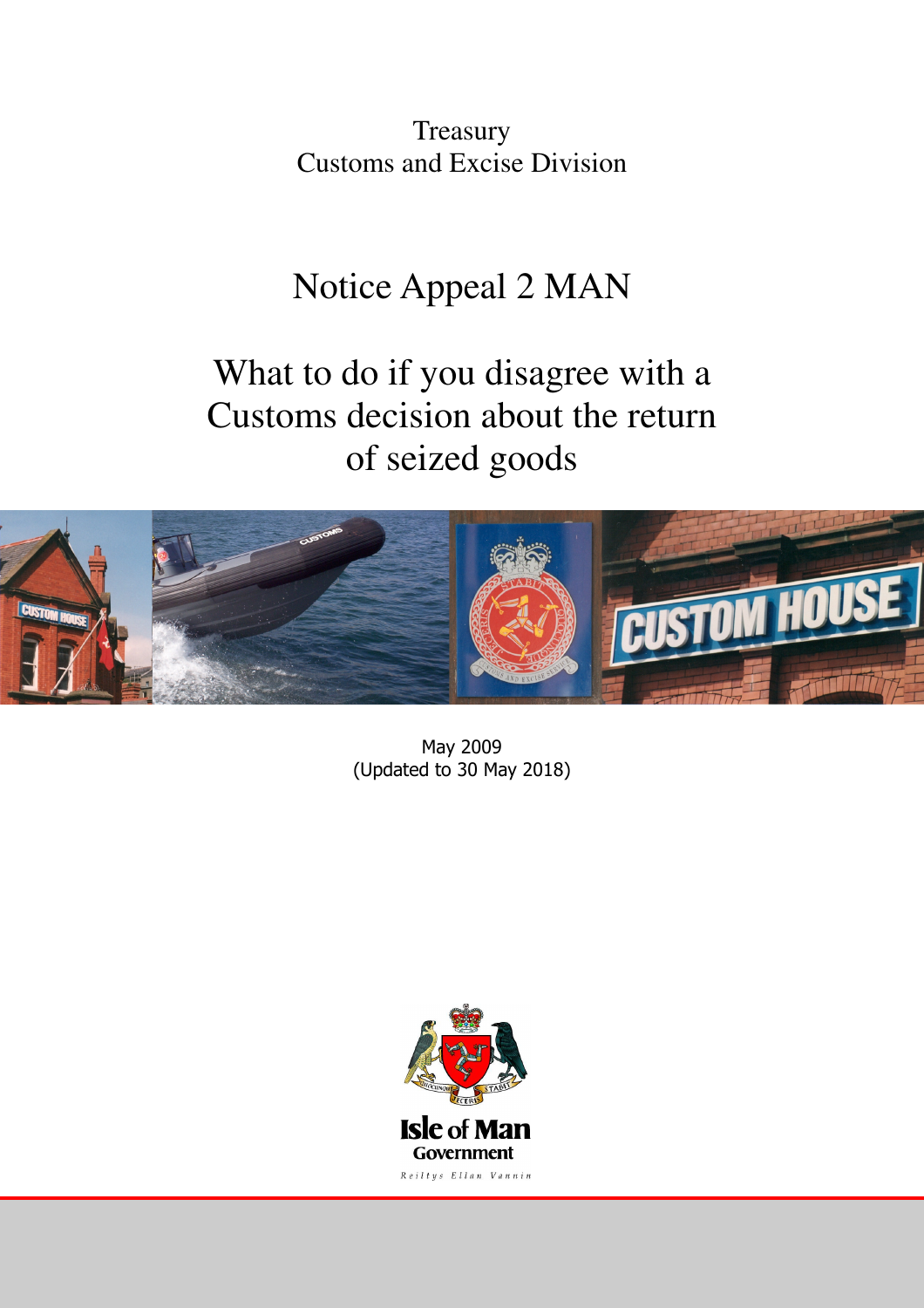Treasury
Customs and Excise Division

# Notice Appeal 2 MAN

# What to do if you disagree with a Customs decision about the return of seized goods

May 2009
(Updated to 30 May 2018)

Isle of Man Government

Reiltys Ellan Vannin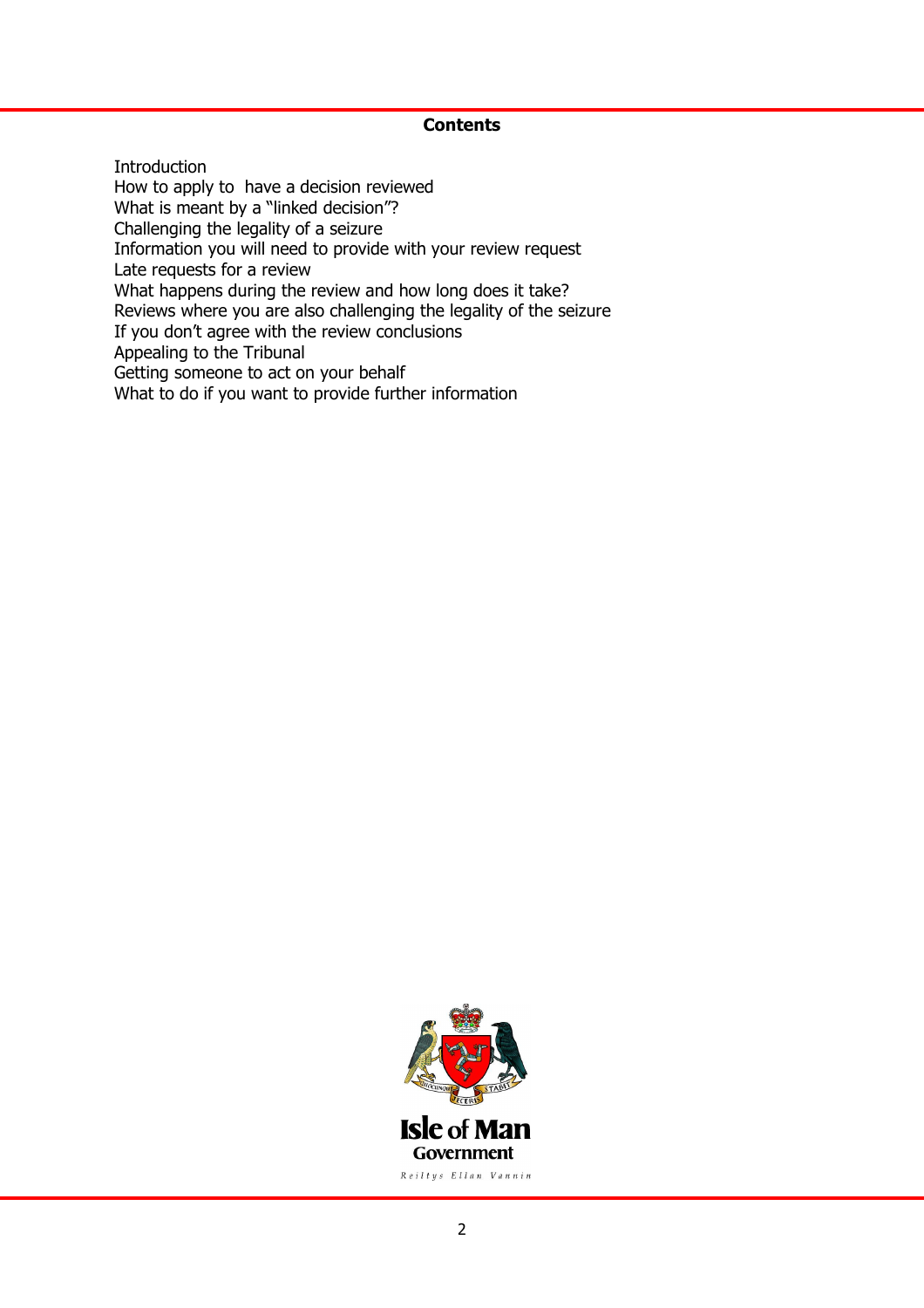## Contents

Introduction
How to apply to have a decision reviewed
What is meant by a "linked decision"?
Challenging the legality of a seizure
Information you will need to provide with your review request
Late requests for a review
What happens during the review and how long does it take?
Reviews where you are also challenging the legality of the seizure
If you don't agree with the review conclusions
Appealing to the Tribunal
Getting someone to act on your behalf
What to do if you want to provide further information

**Isle of Man Government**
Reiltys Ellan Vannin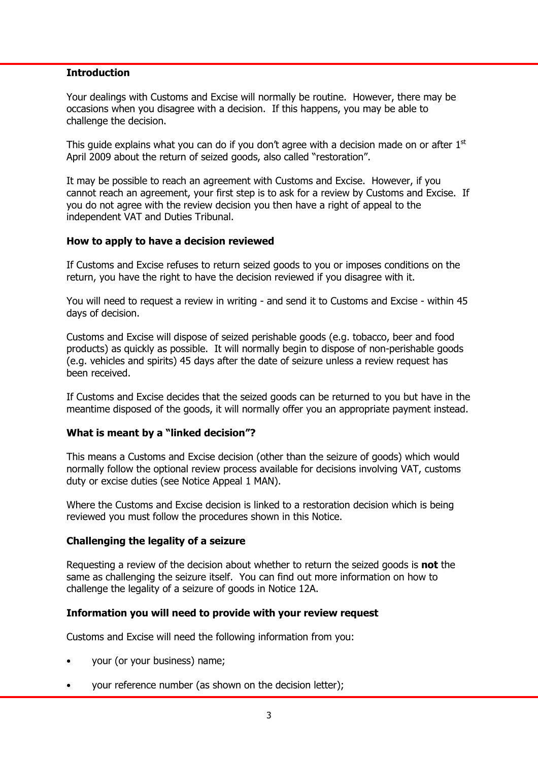## Introduction

Your dealings with Customs and Excise will normally be routine. However, there may be occasions when you disagree with a decision. If this happens, you may be able to challenge the decision.

This guide explains what you can do if you don't agree with a decision made on or after 1st April 2009 about the return of seized goods, also called "restoration".

It may be possible to reach an agreement with Customs and Excise. However, if you cannot reach an agreement, your first step is to ask for a review by Customs and Excise. If you do not agree with the review decision you then have a right of appeal to the independent VAT and Duties Tribunal.

## How to apply to have a decision reviewed

If Customs and Excise refuses to return seized goods to you or imposes conditions on the return, you have the right to have the decision reviewed if you disagree with it.

You will need to request a review in writing - and send it to Customs and Excise - within 45 days of decision.

Customs and Excise will dispose of seized perishable goods (e.g. tobacco, beer and food products) as quickly as possible. It will normally begin to dispose of non-perishable goods (e.g. vehicles and spirits) 45 days after the date of seizure unless a review request has been received.

If Customs and Excise decides that the seized goods can be returned to you but have in the meantime disposed of the goods, it will normally offer you an appropriate payment instead.

## What is meant by a "linked decision"?

This means a Customs and Excise decision (other than the seizure of goods) which would normally follow the optional review process available for decisions involving VAT, customs duty or excise duties (see Notice Appeal 1 MAN).

Where the Customs and Excise decision is linked to a restoration decision which is being reviewed you must follow the procedures shown in this Notice.

## Challenging the legality of a seizure

Requesting a review of the decision about whether to return the seized goods is **not** the same as challenging the seizure itself. You can find out more information on how to challenge the legality of a seizure of goods in Notice 12A.

## Information you will need to provide with your review request

Customs and Excise will need the following information from you:

- your (or your business) name;
- your reference number (as shown on the decision letter);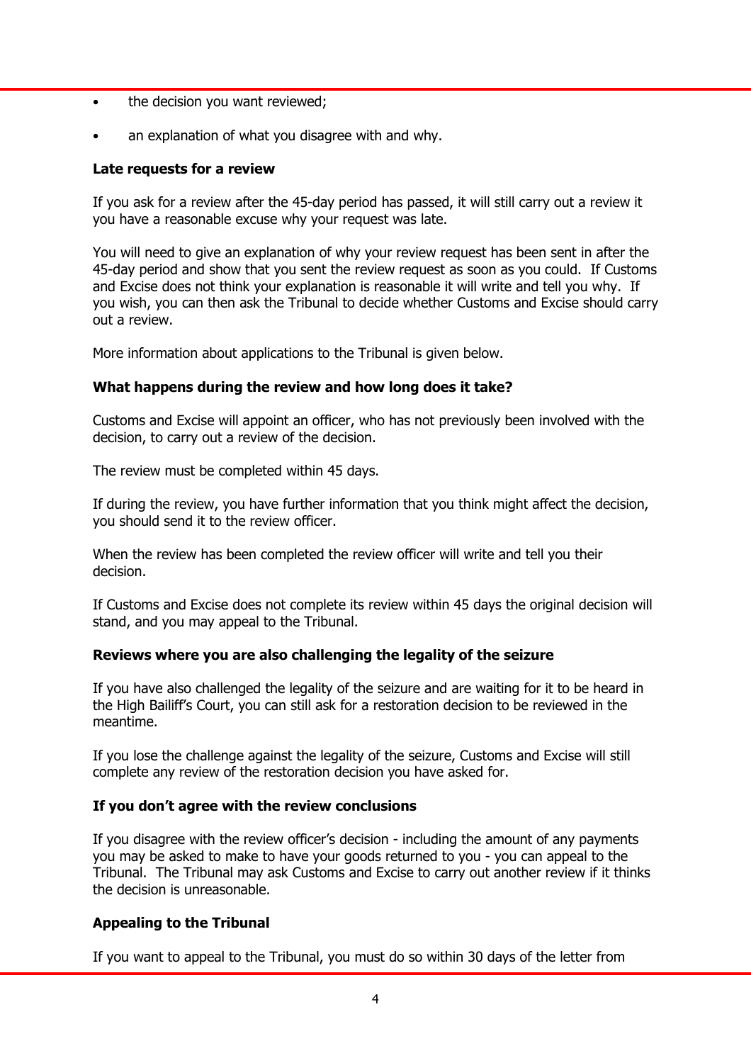- the decision you want reviewed;
- an explanation of what you disagree with and why.

**Late requests for a review**

If you ask for a review after the 45-day period has passed, it will still carry out a review it you have a reasonable excuse why your request was late.

You will need to give an explanation of why your review request has been sent in after the 45-day period and show that you sent the review request as soon as you could. If Customs and Excise does not think your explanation is reasonable it will write and tell you why. If you wish, you can then ask the Tribunal to decide whether Customs and Excise should carry out a review.

More information about applications to the Tribunal is given below.

**What happens during the review and how long does it take?**

Customs and Excise will appoint an officer, who has not previously been involved with the decision, to carry out a review of the decision.

The review must be completed within 45 days.

If during the review, you have further information that you think might affect the decision, you should send it to the review officer.

When the review has been completed the review officer will write and tell you their decision.

If Customs and Excise does not complete its review within 45 days the original decision will stand, and you may appeal to the Tribunal.

**Reviews where you are also challenging the legality of the seizure**

If you have also challenged the legality of the seizure and are waiting for it to be heard in the High Bailiff's Court, you can still ask for a restoration decision to be reviewed in the meantime.

If you lose the challenge against the legality of the seizure, Customs and Excise will still complete any review of the restoration decision you have asked for.

**If you don't agree with the review conclusions**

If you disagree with the review officer's decision - including the amount of any payments you may be asked to make to have your goods returned to you - you can appeal to the Tribunal. The Tribunal may ask Customs and Excise to carry out another review if it thinks the decision is unreasonable.

**Appealing to the Tribunal**

If you want to appeal to the Tribunal, you must do so within 30 days of the letter from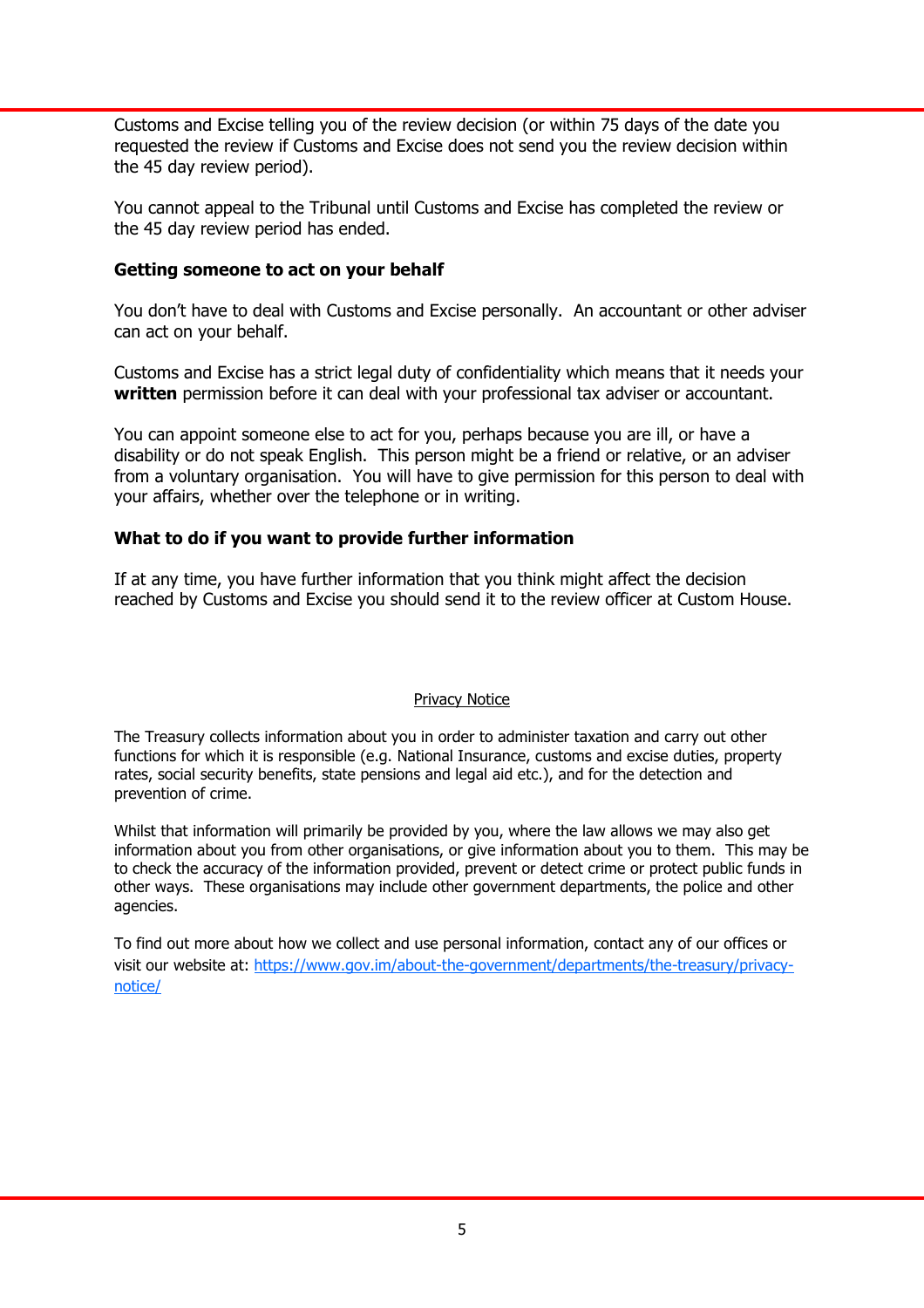Customs and Excise telling you of the review decision (or within 75 days of the date you requested the review if Customs and Excise does not send you the review decision within the 45 day review period).

You cannot appeal to the Tribunal until Customs and Excise has completed the review or the 45 day review period has ended.

**Getting someone to act on your behalf**

You don't have to deal with Customs and Excise personally. An accountant or other adviser can act on your behalf.

Customs and Excise has a strict legal duty of confidentiality which means that it needs your **written** permission before it can deal with your professional tax adviser or accountant.

You can appoint someone else to act for you, perhaps because you are ill, or have a disability or do not speak English. This person might be a friend or relative, or an adviser from a voluntary organisation. You will have to give permission for this person to deal with your affairs, whether over the telephone or in writing.

**What to do if you want to provide further information**

If at any time, you have further information that you think might affect the decision reached by Customs and Excise you should send it to the review officer at Custom House.

Privacy Notice

The Treasury collects information about you in order to administer taxation and carry out other functions for which it is responsible (e.g. National Insurance, customs and excise duties, property rates, social security benefits, state pensions and legal aid etc.), and for the detection and prevention of crime.

Whilst that information will primarily be provided by you, where the law allows we may also get information about you from other organisations, or give information about you to them. This may be to check the accuracy of the information provided, prevent or detect crime or protect public funds in other ways. These organisations may include other government departments, the police and other agencies.

To find out more about how we collect and use personal information, contact any of our offices or visit our website at: https://www.gov.im/about-the-government/departments/the-treasury/privacy-notice/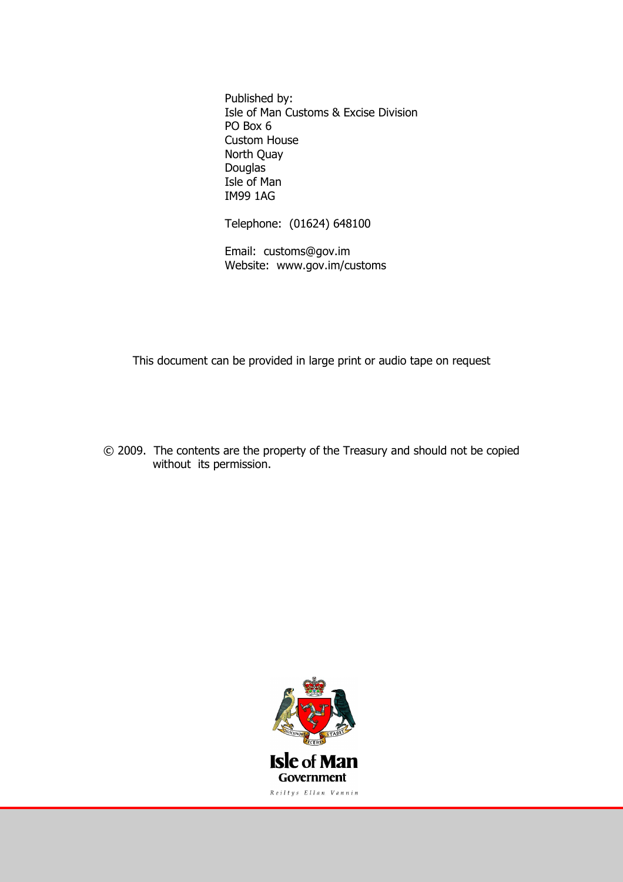Published by:
Isle of Man Customs & Excise Division
PO Box 6
Custom House
North Quay
Douglas
Isle of Man
IM99 1AG

Telephone: (01624) 648100

Email: customs@gov.im
Website: www.gov.im/customs

This document can be provided in large print or audio tape on request

© 2009. The contents are the property of the Treasury and should not be copied without its permission.

Isle of Man Government
Reiltys Ellan Vannin